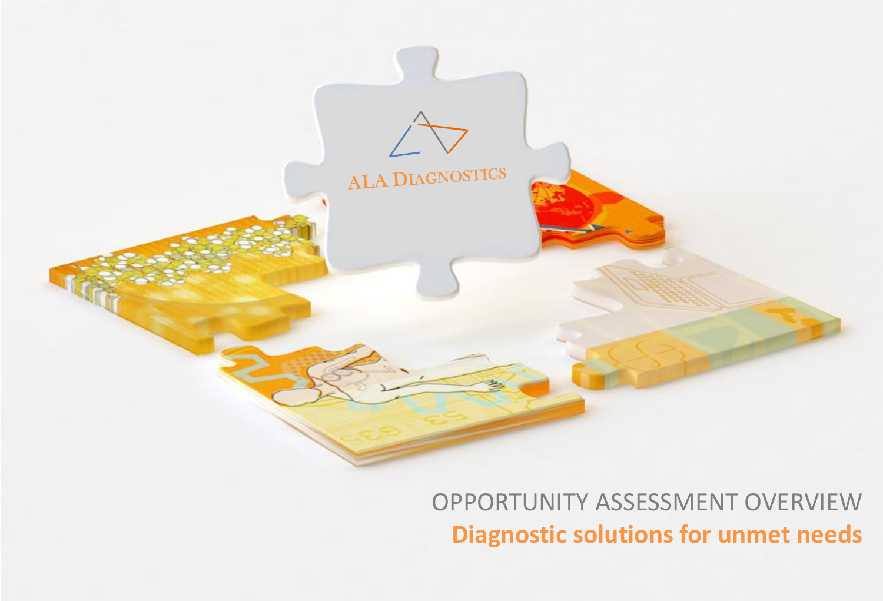ALA DIAGNOSTICS

OPPORTUNITY ASSESSMENT OVERVIEW

**Diagnostic solutions for unmet needs**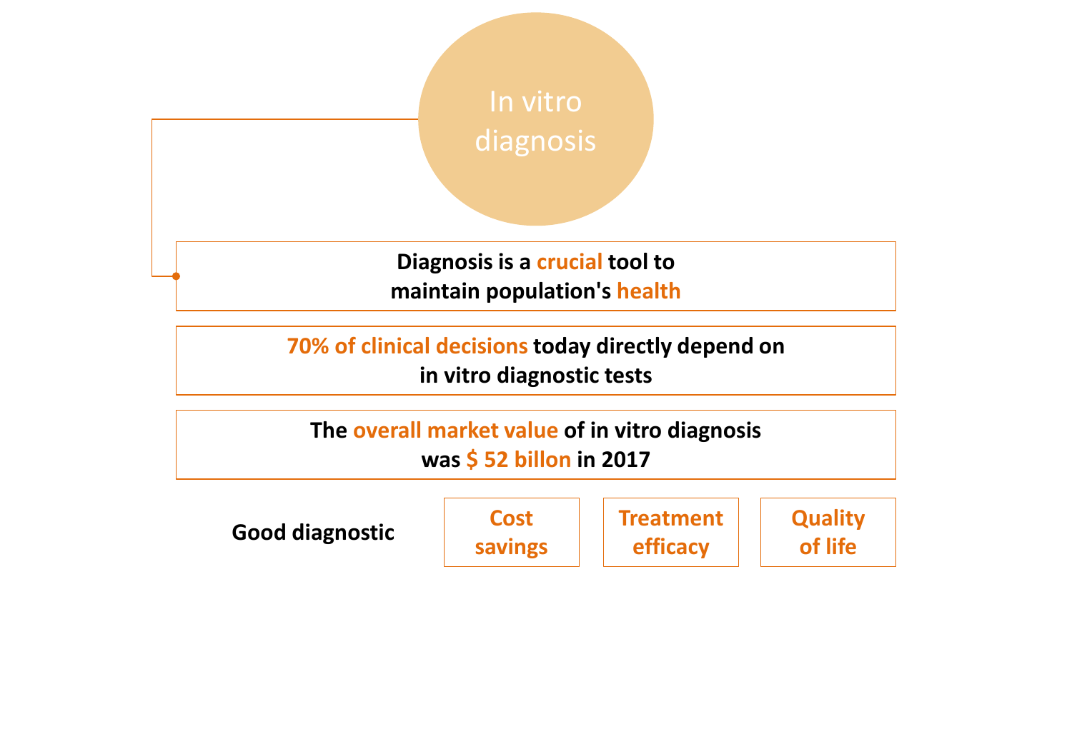# In vitro diagnosis

**Diagnosis is a crucial tool to maintain population's health**

**70% of clinical decisions today directly depend on in vitro diagnostic tests**

**The overall market value of in vitro diagnosis was $ 52 billon in 2017**

**Good diagnostic**

- **Cost savings**
- **Treatment efficacy**
- **Quality of life**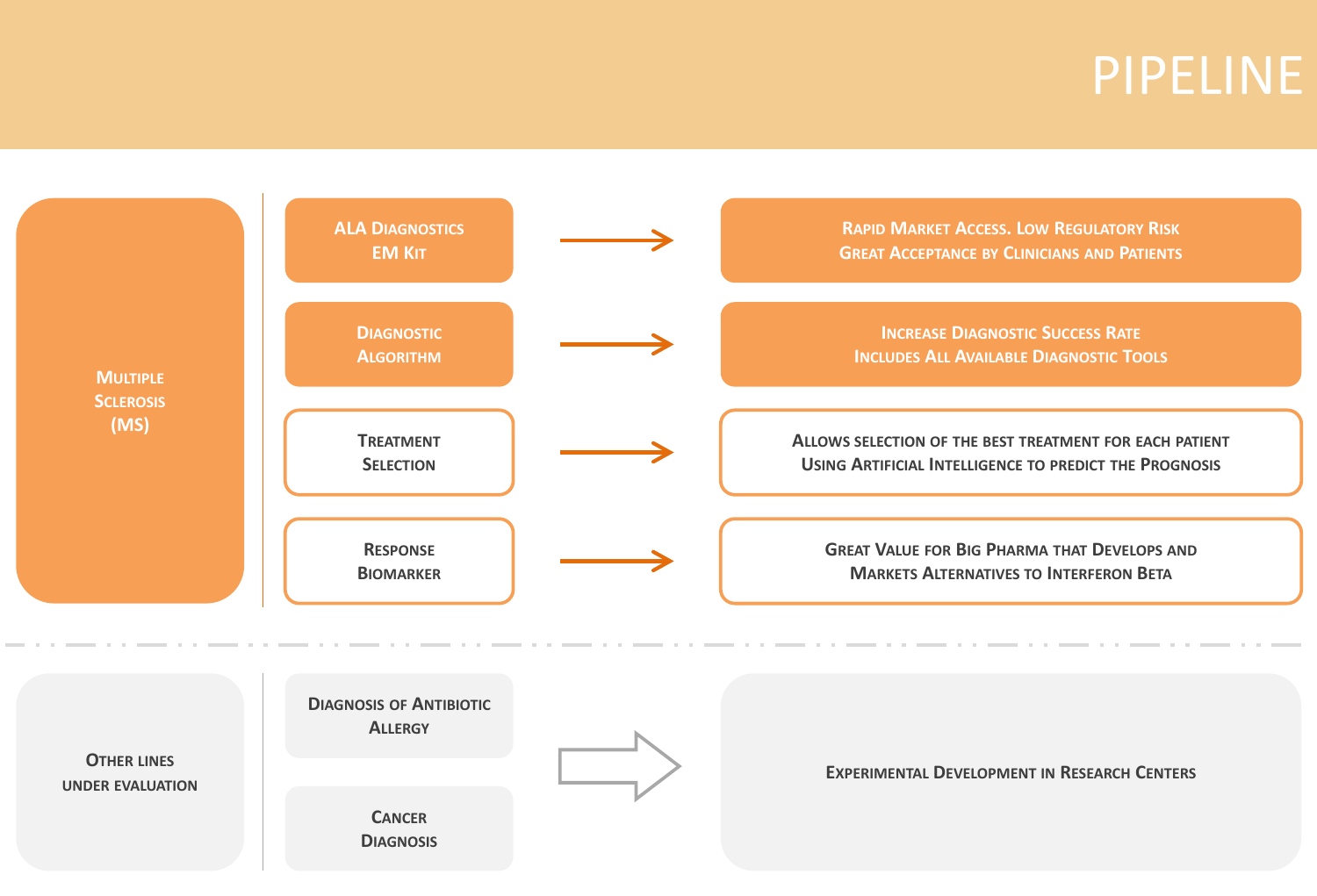# PIPELINE

## Multiple Sclerosis (MS)

| Product | | Value |
| --- | --- | --- |
| ALA Diagnostics EM Kit | → | Rapid Market Access. Low Regulatory Risk<br>Great Acceptance by Clinicians and Patients |
| Diagnostic Algorithm | → | Increase Diagnostic Success Rate<br>Includes All Available Diagnostic Tools |
| Treatment Selection | → | Allows selection of the best treatment for each patient<br>Using Artificial Intelligence to predict the Prognosis |
| Response Biomarker | → | Great Value for Big Pharma that Develops and Markets Alternatives to Interferon Beta |

## Other Lines under Evaluation

| Product | | Status |
| --- | --- | --- |
| Diagnosis of Antibiotic Allergy<br>Cancer Diagnosis | → | Experimental Development in Research Centers |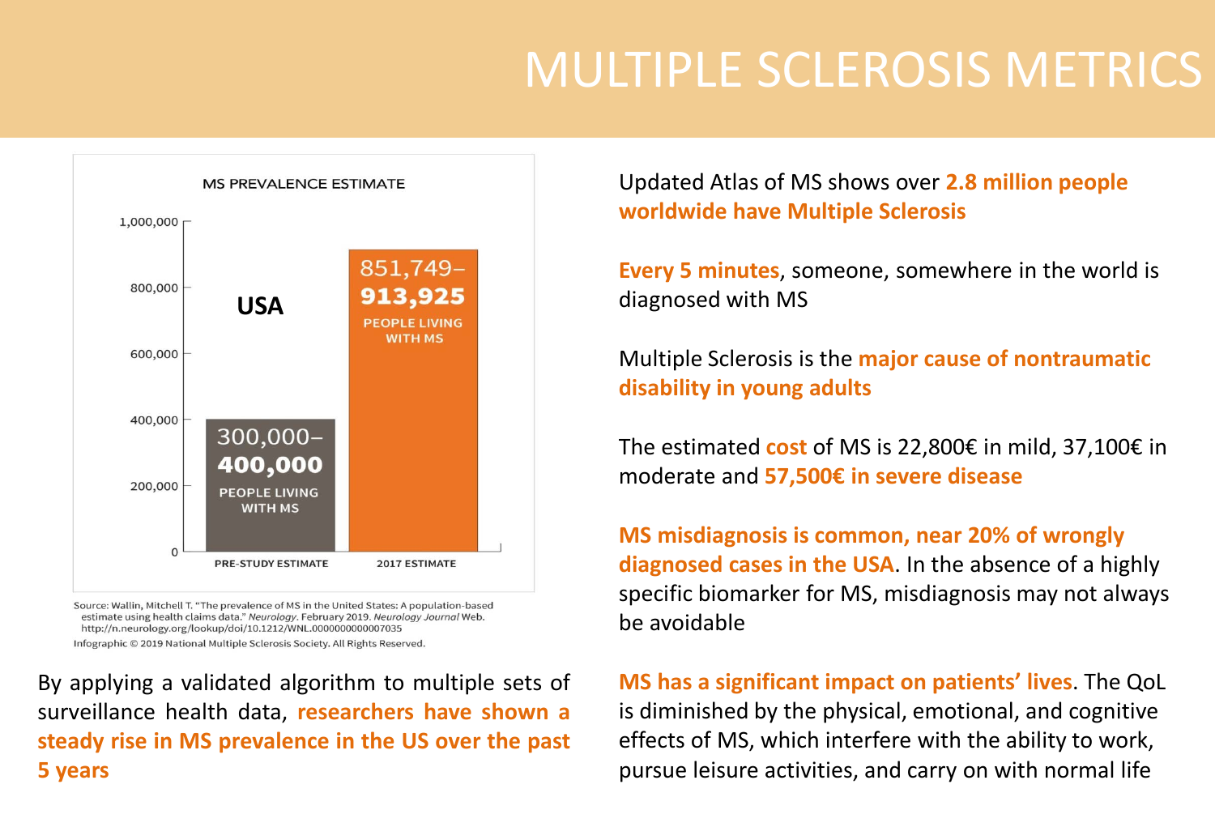# MULTIPLE SCLEROSIS METRICS

**MS PREVALENCE ESTIMATE**

**USA**

| | PRE-STUDY ESTIMATE | 2017 ESTIMATE |
|---|---|---|
| People living with MS | 300,000–400,000 | 851,749–913,925 |

Source: Wallin, Mitchell T. "The prevalence of MS in the United States: A population-based estimate using health claims data." *Neurology*. February 2019. *Neurology Journal* Web. http://n.neurology.org/lookup/doi/10.1212/WNL.0000000000007035

Infographic © 2019 National Multiple Sclerosis Society. All Rights Reserved.

By applying a validated algorithm to multiple sets of surveillance health data, **researchers have shown a steady rise in MS prevalence in the US over the past 5 years**

Updated Atlas of MS shows over **2.8 million people worldwide have Multiple Sclerosis**

**Every 5 minutes**, someone, somewhere in the world is diagnosed with MS

Multiple Sclerosis is the **major cause of nontraumatic disability in young adults**

The estimated **cost** of MS is 22,800€ in mild, 37,100€ in moderate and **57,500€ in severe disease**

**MS misdiagnosis is common, near 20% of wrongly diagnosed cases in the USA**. In the absence of a highly specific biomarker for MS, misdiagnosis may not always be avoidable

**MS has a significant impact on patients' lives**. The QoL is diminished by the physical, emotional, and cognitive effects of MS, which interfere with the ability to work, pursue leisure activities, and carry on with normal life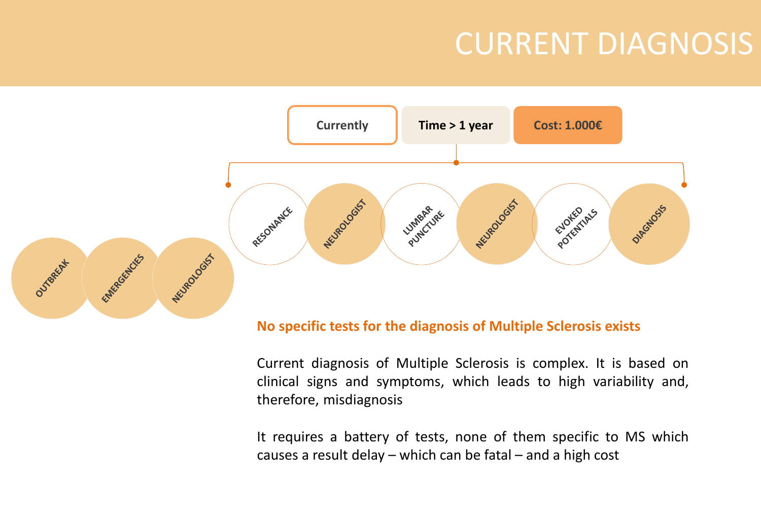# CURRENT DIAGNOSIS

**Currently** | **Time > 1 year** | **Cost: 1.000€**

OUTBREAK → EMERGENCIES → NEUROLOGIST → RESONANCE → NEUROLOGIST → LUMBAR PUNCTURE → NEUROLOGIST → EVOKED POTENTIALS → DIAGNOSIS

**No specific tests for the diagnosis of Multiple Sclerosis exists**

Current diagnosis of Multiple Sclerosis is complex. It is based on clinical signs and symptoms, which leads to high variability and, therefore, misdiagnosis

It requires a battery of tests, none of them specific to MS which causes a result delay – which can be fatal – and a high cost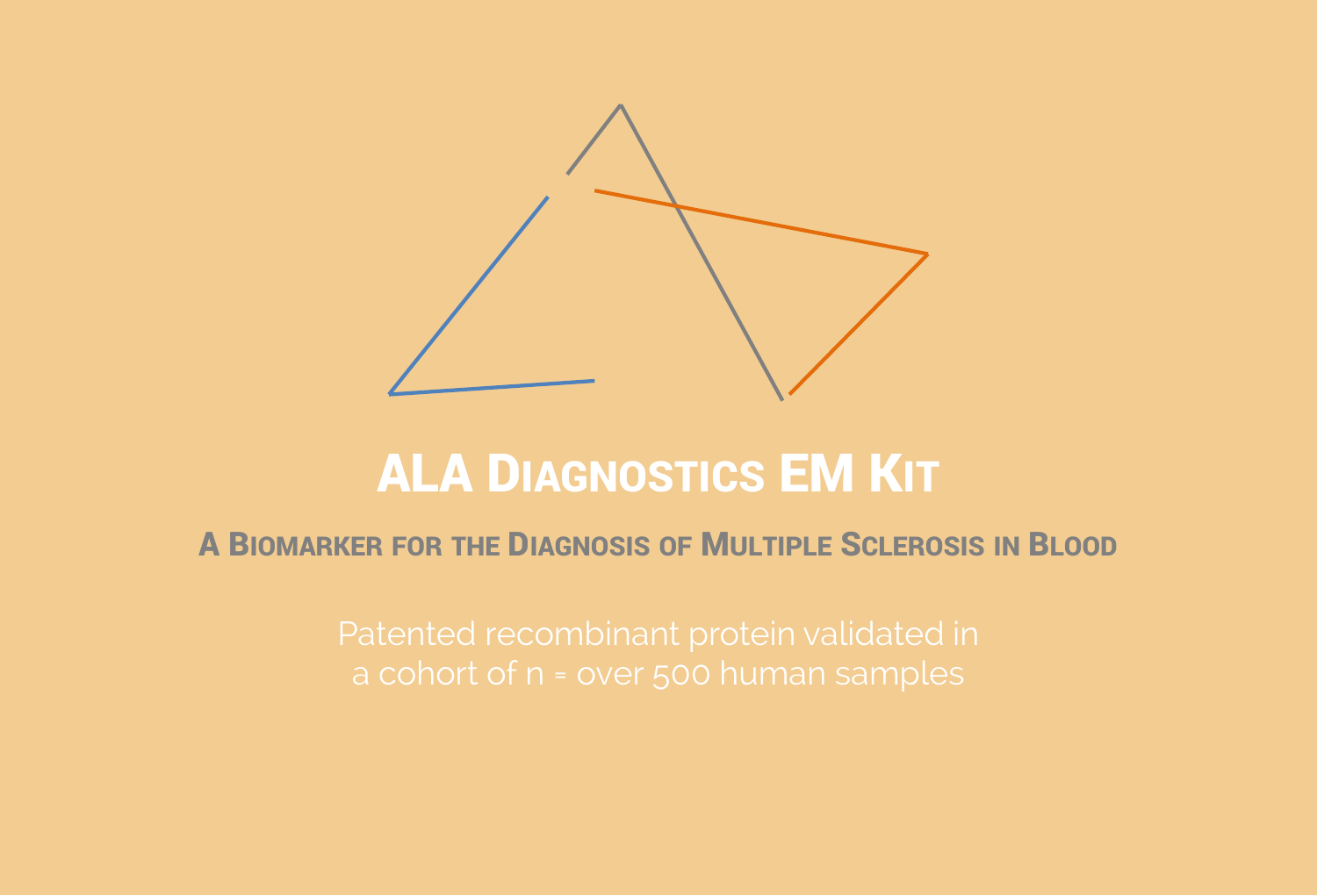# ALA Diagnostics EM Kit

## A Biomarker for the Diagnosis of Multiple Sclerosis in Blood

Patented recombinant protein validated in
a cohort of n = over 500 human samples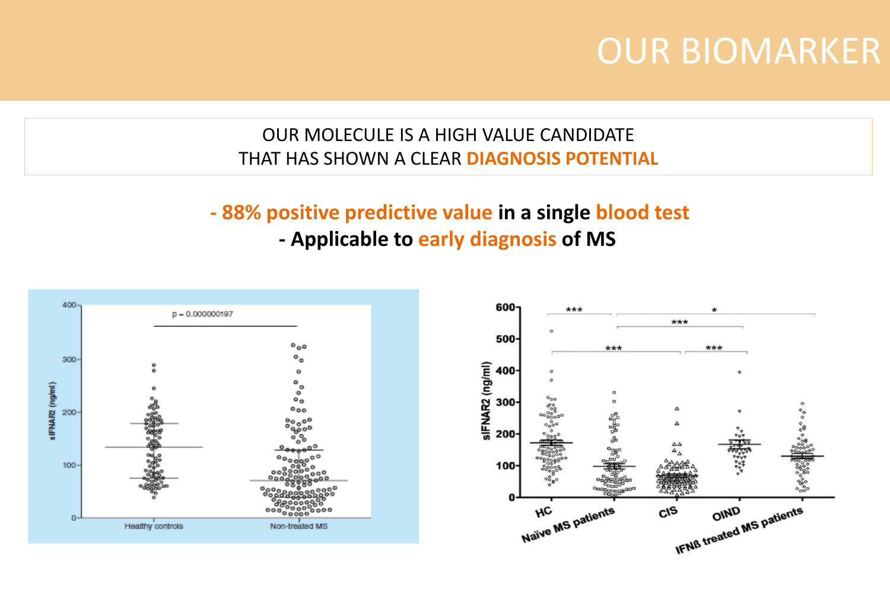# OUR BIOMARKER

OUR MOLECULE IS A HIGH VALUE CANDIDATE
THAT HAS SHOWN A CLEAR **DIAGNOSIS POTENTIAL**

**- 88% positive predictive value in a single blood test**
**- Applicable to early diagnosis of MS**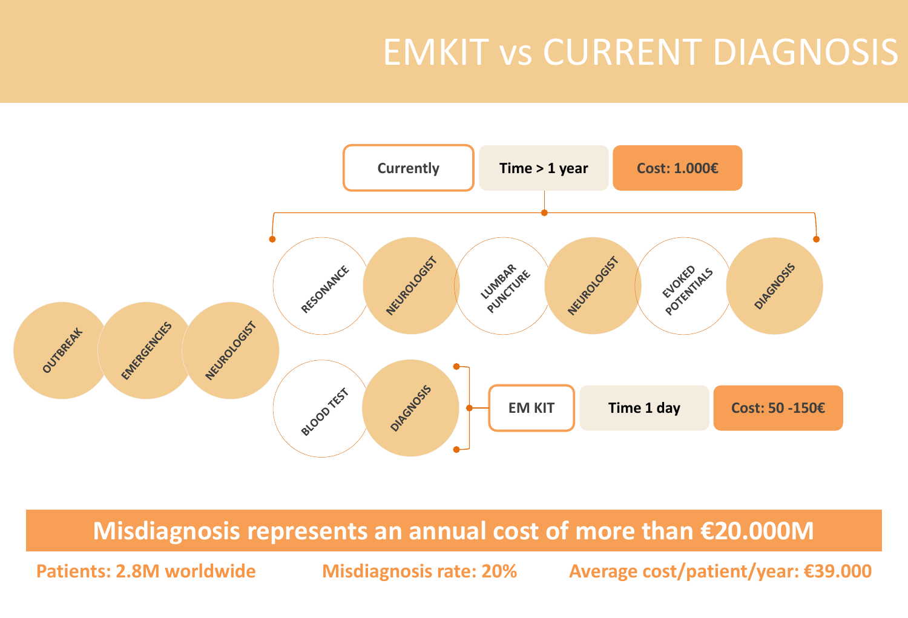# EMKIT vs CURRENT DIAGNOSIS

OUTBREAK → EMERGENCIES → NEUROLOGIST

**Currently** | **Time > 1 year** | **Cost: 1.000€**

RESONANCE → NEUROLOGIST → LUMBAR PUNCTURE → NEUROLOGIST → EVOKED POTENTIALS → DIAGNOSIS

**EM KIT** | **Time 1 day** | **Cost: 50 -150€**

BLOOD TEST → DIAGNOSIS

**Misdiagnosis represents an annual cost of more than €20.000M**

**Patients: 2.8M worldwide**

**Misdiagnosis rate: 20%**

**Average cost/patient/year: €39.000**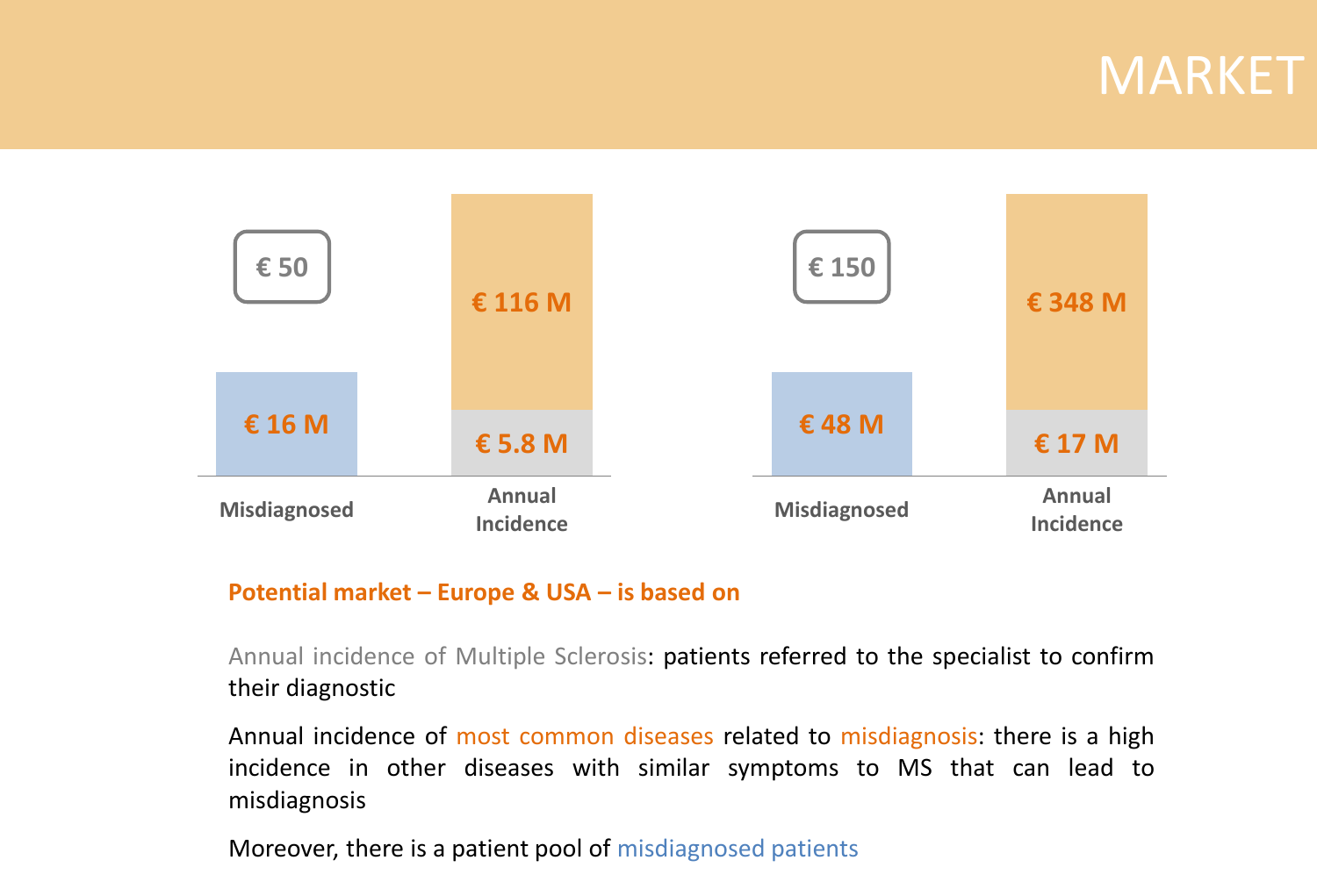# MARKET

| | € 50 | | € 150 |
|---|---|---|---|
| Misdiagnosed | € 16 M | Misdiagnosed | € 48 M |
| Annual Incidence | € 116 M | Annual Incidence | € 348 M |
| | € 5.8 M | | € 17 M |

**Potential market – Europe & USA – is based on**

Annual incidence of Multiple Sclerosis: patients referred to the specialist to confirm their diagnostic

Annual incidence of most common diseases related to misdiagnosis: there is a high incidence in other diseases with similar symptoms to MS that can lead to misdiagnosis

Moreover, there is a patient pool of misdiagnosed patients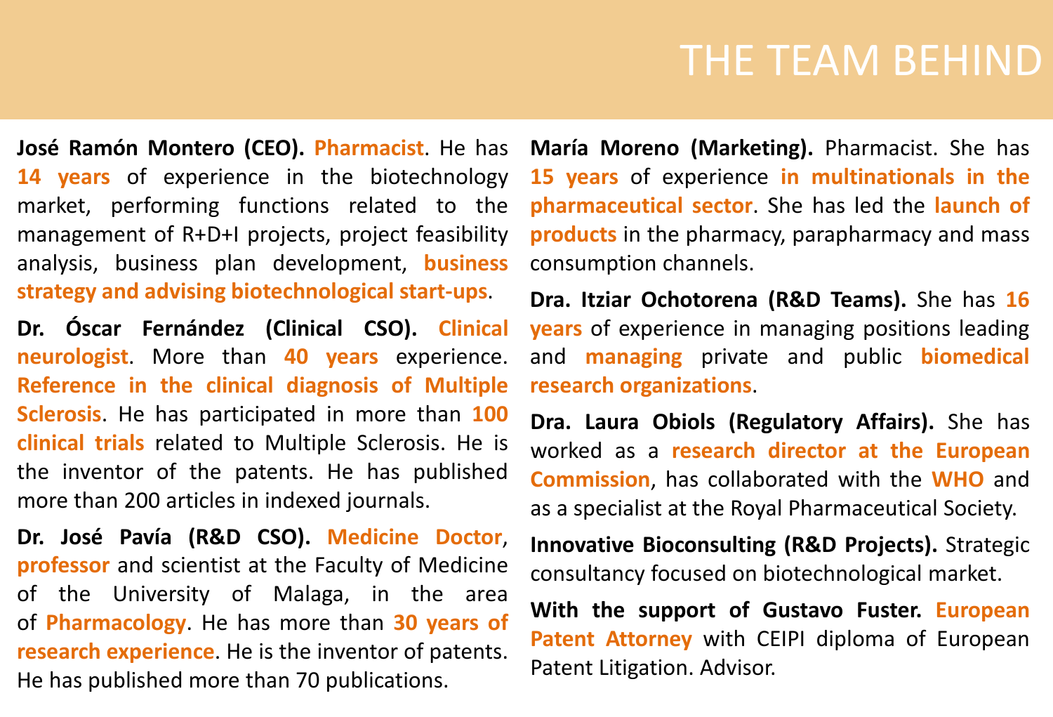# THE TEAM BEHIND

**José Ramón Montero (CEO).** **Pharmacist**. He has **14 years** of experience in the biotechnology market, performing functions related to the management of R+D+I projects, project feasibility analysis, business plan development, **business strategy and advising biotechnological start-ups**.

**Dr. Óscar Fernández (Clinical CSO).** **Clinical neurologist**. More than **40 years** experience. **Reference in the clinical diagnosis of Multiple Sclerosis**. He has participated in more than **100 clinical trials** related to Multiple Sclerosis. He is the inventor of the patents. He has published more than 200 articles in indexed journals.

**Dr. José Pavía (R&D CSO).** **Medicine Doctor**, **professor** and scientist at the Faculty of Medicine of the University of Malaga, in the area of **Pharmacology**. He has more than **30 years of research experience**. He is the inventor of patents. He has published more than 70 publications.

**María Moreno (Marketing).** Pharmacist. She has **15 years** of experience **in multinationals in the pharmaceutical sector**. She has led the **launch of products** in the pharmacy, parapharmacy and mass consumption channels.

**Dra. Itziar Ochotorena (R&D Teams).** She has **16 years** of experience in managing positions leading and **managing** private and public **biomedical research organizations**.

**Dra. Laura Obiols (Regulatory Affairs).** She has worked as a **research director at the European Commission**, has collaborated with the **WHO** and as a specialist at the Royal Pharmaceutical Society.

**Innovative Bioconsulting (R&D Projects).** Strategic consultancy focused on biotechnological market.

**With the support of Gustavo Fuster.** **European Patent Attorney** with CEIPI diploma of European Patent Litigation. Advisor.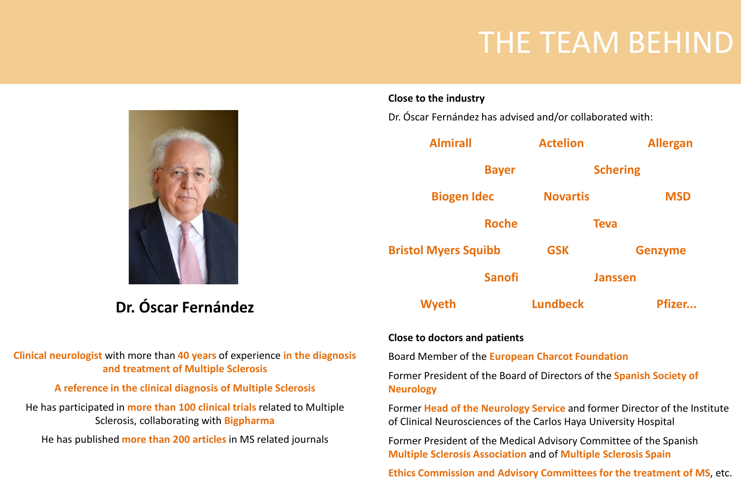# THE TEAM BEHIND

## Dr. Óscar Fernández

**Clinical neurologist** with more than **40 years** of experience **in the diagnosis and treatment of Multiple Sclerosis**

**A reference in the clinical diagnosis of Multiple Sclerosis**

He has participated in **more than 100 clinical trials** related to Multiple Sclerosis, collaborating with **Bigpharma**

He has published **more than 200 articles** in MS related journals

**Close to the industry**

Dr. Óscar Fernández has advised and/or collaborated with:

**Almirall** **Actelion** **Allergan**

**Bayer** **Schering**

**Biogen Idec** **Novartis** **MSD**

**Roche** **Teva**

**Bristol Myers Squibb** **GSK** **Genzyme**

**Sanofi** **Janssen**

**Wyeth** **Lundbeck** **Pfizer...**

**Close to doctors and patients**

Board Member of the **European Charcot Foundation**

Former President of the Board of Directors of the **Spanish Society of Neurology**

Former **Head of the Neurology Service** and former Director of the Institute of Clinical Neurosciences of the Carlos Haya University Hospital

Former President of the Medical Advisory Committee of the Spanish **Multiple Sclerosis Association** and of **Multiple Sclerosis Spain**

**Ethics Commission and Advisory Committees for the treatment of MS**, etc.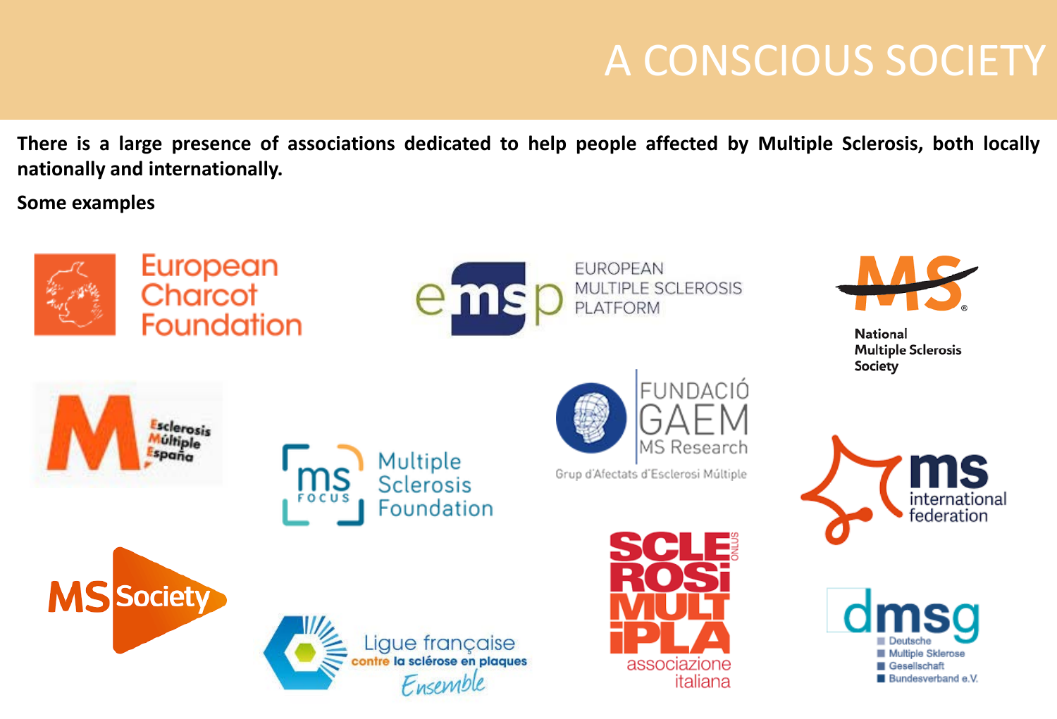# A CONSCIOUS SOCIETY

**There is a large presence of associations dedicated to help people affected by Multiple Sclerosis, both locally nationally and internationally.**

**Some examples**

European Charcot Foundation

EUROPEAN MULTIPLE SCLEROSIS PLATFORM

National Multiple Sclerosis Society

Esclerosis Múltiple España

Multiple Sclerosis Foundation

FUNDACIÓ GAEM MS Research

Grup d'Afectats d'Esclerosi Múltiple

ms international federation

MS Society

Ligue française contre la sclérose en plaques Ensemble

SCLEROSI MULTIPLA ONLUS associazione italiana

dmsg Deutsche Multiple Sklerose Gesellschaft Bundesverband e.V.